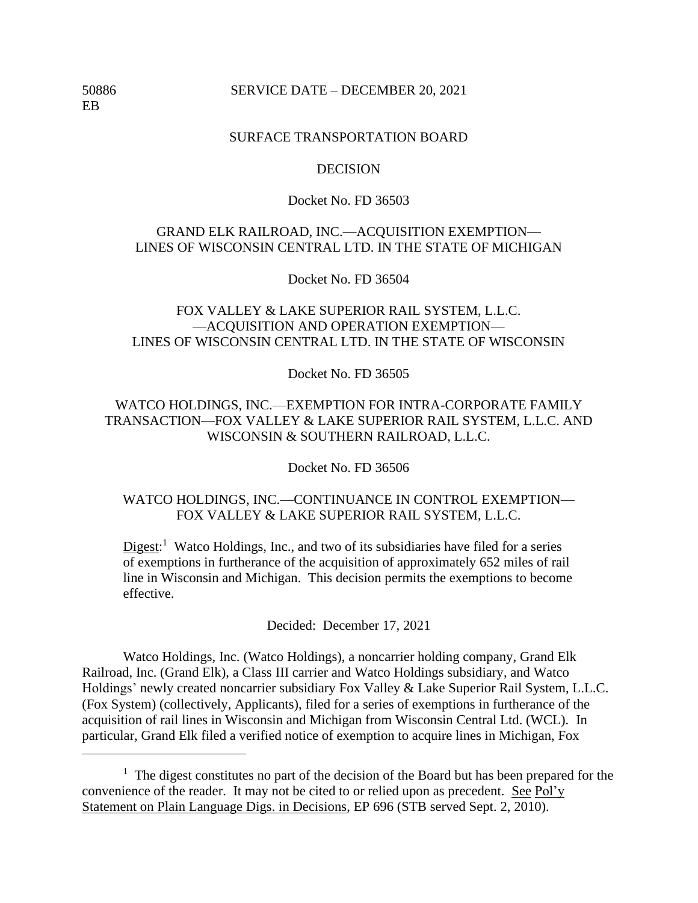50886
EB

SERVICE DATE – DECEMBER 20, 2021

SURFACE TRANSPORTATION BOARD

DECISION

Docket No. FD 36503

GRAND ELK RAILROAD, INC.—ACQUISITION EXEMPTION—
LINES OF WISCONSIN CENTRAL LTD. IN THE STATE OF MICHIGAN

Docket No. FD 36504

FOX VALLEY & LAKE SUPERIOR RAIL SYSTEM, L.L.C.
—ACQUISITION AND OPERATION EXEMPTION—
LINES OF WISCONSIN CENTRAL LTD. IN THE STATE OF WISCONSIN

Docket No. FD 36505

WATCO HOLDINGS, INC.—EXEMPTION FOR INTRA-CORPORATE FAMILY TRANSACTION—FOX VALLEY & LAKE SUPERIOR RAIL SYSTEM, L.L.C. AND WISCONSIN & SOUTHERN RAILROAD, L.L.C.

Docket No. FD 36506

WATCO HOLDINGS, INC.—CONTINUANCE IN CONTROL EXEMPTION—
FOX VALLEY & LAKE SUPERIOR RAIL SYSTEM, L.L.C.

Digest:[1] Watco Holdings, Inc., and two of its subsidiaries have filed for a series of exemptions in furtherance of the acquisition of approximately 652 miles of rail line in Wisconsin and Michigan. This decision permits the exemptions to become effective.

Decided: December 17, 2021

Watco Holdings, Inc. (Watco Holdings), a noncarrier holding company, Grand Elk Railroad, Inc. (Grand Elk), a Class III carrier and Watco Holdings subsidiary, and Watco Holdings' newly created noncarrier subsidiary Fox Valley & Lake Superior Rail System, L.L.C. (Fox System) (collectively, Applicants), filed for a series of exemptions in furtherance of the acquisition of rail lines in Wisconsin and Michigan from Wisconsin Central Ltd. (WCL). In particular, Grand Elk filed a verified notice of exemption to acquire lines in Michigan, Fox

[1] The digest constitutes no part of the decision of the Board but has been prepared for the convenience of the reader. It may not be cited to or relied upon as precedent. See Pol'y Statement on Plain Language Digs. in Decisions, EP 696 (STB served Sept. 2, 2010).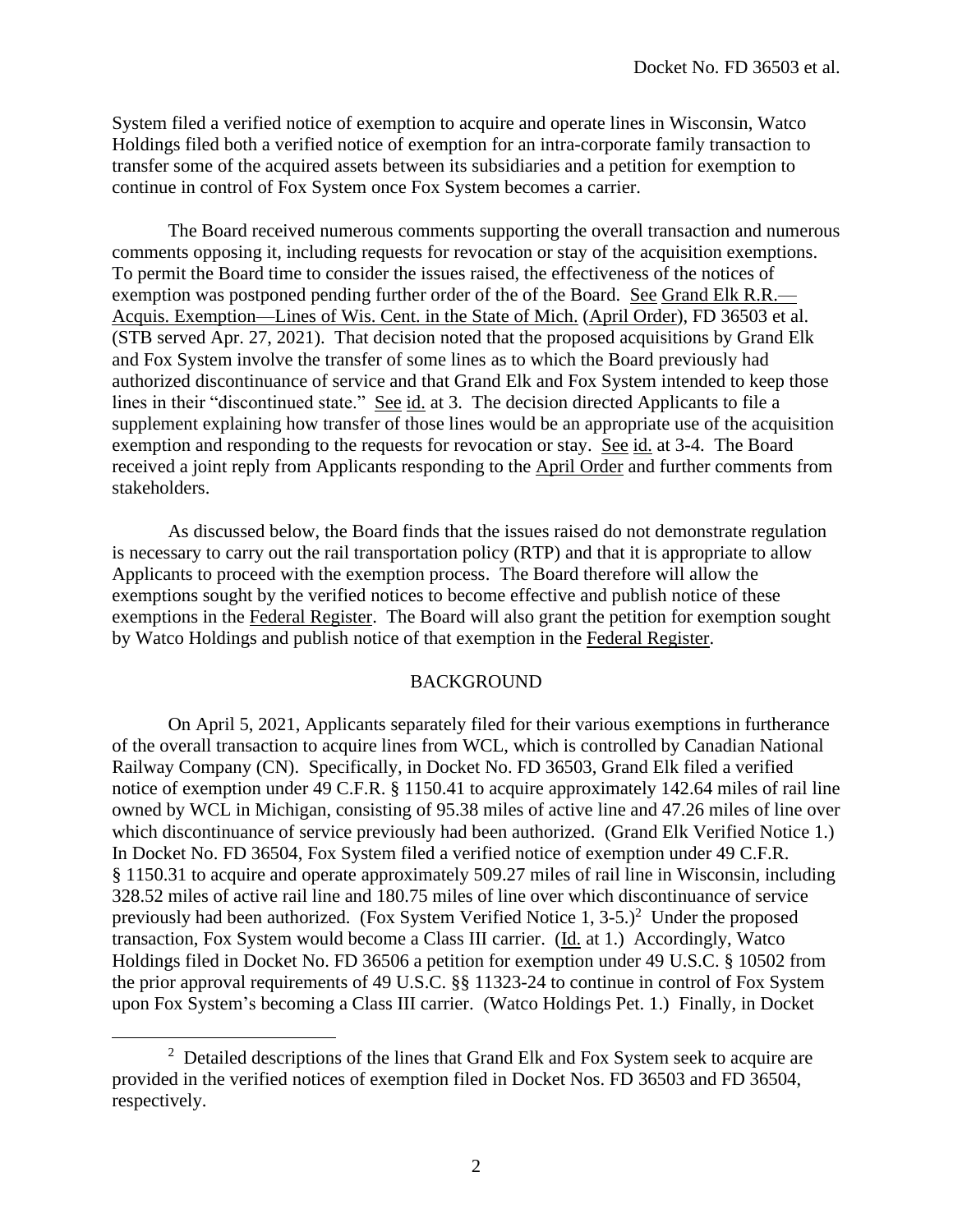System filed a verified notice of exemption to acquire and operate lines in Wisconsin, Watco Holdings filed both a verified notice of exemption for an intra-corporate family transaction to transfer some of the acquired assets between its subsidiaries and a petition for exemption to continue in control of Fox System once Fox System becomes a carrier.

The Board received numerous comments supporting the overall transaction and numerous comments opposing it, including requests for revocation or stay of the acquisition exemptions. To permit the Board time to consider the issues raised, the effectiveness of the notices of exemption was postponed pending further order of the of the Board. See Grand Elk R.R.—Acquis. Exemption—Lines of Wis. Cent. in the State of Mich. (April Order), FD 36503 et al. (STB served Apr. 27, 2021). That decision noted that the proposed acquisitions by Grand Elk and Fox System involve the transfer of some lines as to which the Board previously had authorized discontinuance of service and that Grand Elk and Fox System intended to keep those lines in their "discontinued state." See id. at 3. The decision directed Applicants to file a supplement explaining how transfer of those lines would be an appropriate use of the acquisition exemption and responding to the requests for revocation or stay. See id. at 3-4. The Board received a joint reply from Applicants responding to the April Order and further comments from stakeholders.

As discussed below, the Board finds that the issues raised do not demonstrate regulation is necessary to carry out the rail transportation policy (RTP) and that it is appropriate to allow Applicants to proceed with the exemption process. The Board therefore will allow the exemptions sought by the verified notices to become effective and publish notice of these exemptions in the Federal Register. The Board will also grant the petition for exemption sought by Watco Holdings and publish notice of that exemption in the Federal Register.

## BACKGROUND

On April 5, 2021, Applicants separately filed for their various exemptions in furtherance of the overall transaction to acquire lines from WCL, which is controlled by Canadian National Railway Company (CN). Specifically, in Docket No. FD 36503, Grand Elk filed a verified notice of exemption under 49 C.F.R. § 1150.41 to acquire approximately 142.64 miles of rail line owned by WCL in Michigan, consisting of 95.38 miles of active line and 47.26 miles of line over which discontinuance of service previously had been authorized. (Grand Elk Verified Notice 1.) In Docket No. FD 36504, Fox System filed a verified notice of exemption under 49 C.F.R. § 1150.31 to acquire and operate approximately 509.27 miles of rail line in Wisconsin, including 328.52 miles of active rail line and 180.75 miles of line over which discontinuance of service previously had been authorized. (Fox System Verified Notice 1, 3-5.)[2] Under the proposed transaction, Fox System would become a Class III carrier. (Id. at 1.) Accordingly, Watco Holdings filed in Docket No. FD 36506 a petition for exemption under 49 U.S.C. § 10502 from the prior approval requirements of 49 U.S.C. §§ 11323-24 to continue in control of Fox System upon Fox System's becoming a Class III carrier. (Watco Holdings Pet. 1.) Finally, in Docket

[2] Detailed descriptions of the lines that Grand Elk and Fox System seek to acquire are provided in the verified notices of exemption filed in Docket Nos. FD 36503 and FD 36504, respectively.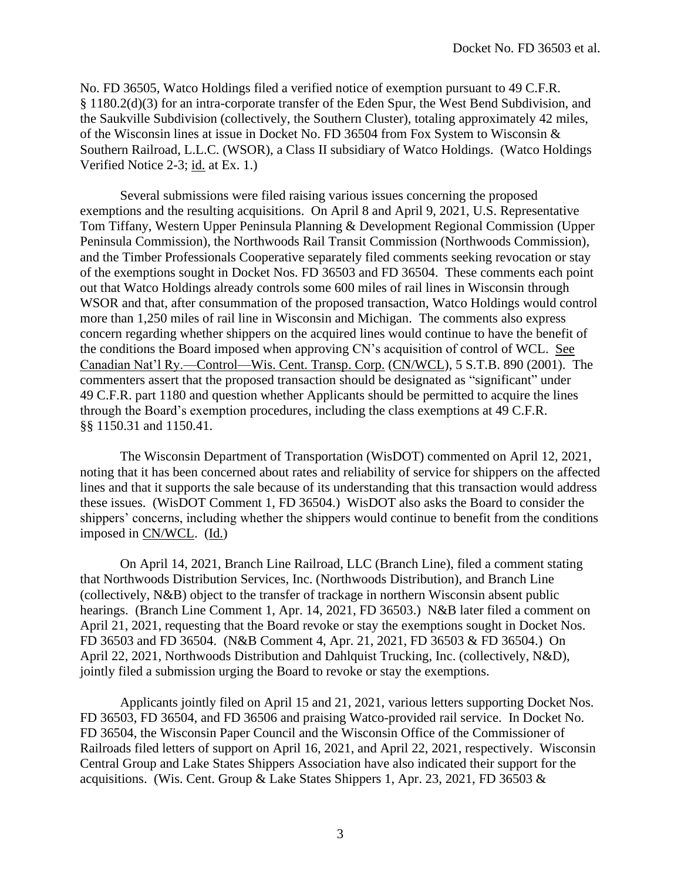No. FD 36505, Watco Holdings filed a verified notice of exemption pursuant to 49 C.F.R. § 1180.2(d)(3) for an intra-corporate transfer of the Eden Spur, the West Bend Subdivision, and the Saukville Subdivision (collectively, the Southern Cluster), totaling approximately 42 miles, of the Wisconsin lines at issue in Docket No. FD 36504 from Fox System to Wisconsin & Southern Railroad, L.L.C. (WSOR), a Class II subsidiary of Watco Holdings. (Watco Holdings Verified Notice 2-3; id. at Ex. 1.)

Several submissions were filed raising various issues concerning the proposed exemptions and the resulting acquisitions. On April 8 and April 9, 2021, U.S. Representative Tom Tiffany, Western Upper Peninsula Planning & Development Regional Commission (Upper Peninsula Commission), the Northwoods Rail Transit Commission (Northwoods Commission), and the Timber Professionals Cooperative separately filed comments seeking revocation or stay of the exemptions sought in Docket Nos. FD 36503 and FD 36504. These comments each point out that Watco Holdings already controls some 600 miles of rail lines in Wisconsin through WSOR and that, after consummation of the proposed transaction, Watco Holdings would control more than 1,250 miles of rail line in Wisconsin and Michigan. The comments also express concern regarding whether shippers on the acquired lines would continue to have the benefit of the conditions the Board imposed when approving CN's acquisition of control of WCL. See Canadian Nat'l Ry.—Control—Wis. Cent. Transp. Corp. (CN/WCL), 5 S.T.B. 890 (2001). The commenters assert that the proposed transaction should be designated as "significant" under 49 C.F.R. part 1180 and question whether Applicants should be permitted to acquire the lines through the Board's exemption procedures, including the class exemptions at 49 C.F.R. §§ 1150.31 and 1150.41.

The Wisconsin Department of Transportation (WisDOT) commented on April 12, 2021, noting that it has been concerned about rates and reliability of service for shippers on the affected lines and that it supports the sale because of its understanding that this transaction would address these issues. (WisDOT Comment 1, FD 36504.) WisDOT also asks the Board to consider the shippers' concerns, including whether the shippers would continue to benefit from the conditions imposed in CN/WCL. (Id.)

On April 14, 2021, Branch Line Railroad, LLC (Branch Line), filed a comment stating that Northwoods Distribution Services, Inc. (Northwoods Distribution), and Branch Line (collectively, N&B) object to the transfer of trackage in northern Wisconsin absent public hearings. (Branch Line Comment 1, Apr. 14, 2021, FD 36503.) N&B later filed a comment on April 21, 2021, requesting that the Board revoke or stay the exemptions sought in Docket Nos. FD 36503 and FD 36504. (N&B Comment 4, Apr. 21, 2021, FD 36503 & FD 36504.) On April 22, 2021, Northwoods Distribution and Dahlquist Trucking, Inc. (collectively, N&D), jointly filed a submission urging the Board to revoke or stay the exemptions.

Applicants jointly filed on April 15 and 21, 2021, various letters supporting Docket Nos. FD 36503, FD 36504, and FD 36506 and praising Watco-provided rail service. In Docket No. FD 36504, the Wisconsin Paper Council and the Wisconsin Office of the Commissioner of Railroads filed letters of support on April 16, 2021, and April 22, 2021, respectively. Wisconsin Central Group and Lake States Shippers Association have also indicated their support for the acquisitions. (Wis. Cent. Group & Lake States Shippers 1, Apr. 23, 2021, FD 36503 &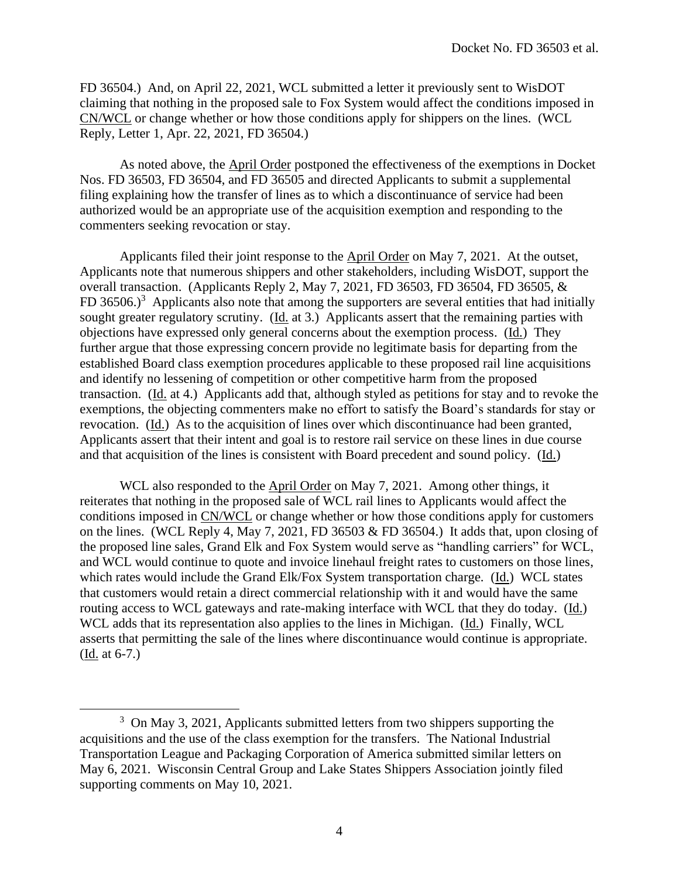FD 36504.) And, on April 22, 2021, WCL submitted a letter it previously sent to WisDOT claiming that nothing in the proposed sale to Fox System would affect the conditions imposed in CN/WCL or change whether or how those conditions apply for shippers on the lines. (WCL Reply, Letter 1, Apr. 22, 2021, FD 36504.)

As noted above, the April Order postponed the effectiveness of the exemptions in Docket Nos. FD 36503, FD 36504, and FD 36505 and directed Applicants to submit a supplemental filing explaining how the transfer of lines as to which a discontinuance of service had been authorized would be an appropriate use of the acquisition exemption and responding to the commenters seeking revocation or stay.

Applicants filed their joint response to the April Order on May 7, 2021. At the outset, Applicants note that numerous shippers and other stakeholders, including WisDOT, support the overall transaction. (Applicants Reply 2, May 7, 2021, FD 36503, FD 36504, FD 36505, & FD 36506.)[3] Applicants also note that among the supporters are several entities that had initially sought greater regulatory scrutiny. (Id. at 3.) Applicants assert that the remaining parties with objections have expressed only general concerns about the exemption process. (Id.) They further argue that those expressing concern provide no legitimate basis for departing from the established Board class exemption procedures applicable to these proposed rail line acquisitions and identify no lessening of competition or other competitive harm from the proposed transaction. (Id. at 4.) Applicants add that, although styled as petitions for stay and to revoke the exemptions, the objecting commenters make no effort to satisfy the Board's standards for stay or revocation. (Id.) As to the acquisition of lines over which discontinuance had been granted, Applicants assert that their intent and goal is to restore rail service on these lines in due course and that acquisition of the lines is consistent with Board precedent and sound policy. (Id.)

WCL also responded to the April Order on May 7, 2021. Among other things, it reiterates that nothing in the proposed sale of WCL rail lines to Applicants would affect the conditions imposed in CN/WCL or change whether or how those conditions apply for customers on the lines. (WCL Reply 4, May 7, 2021, FD 36503 & FD 36504.) It adds that, upon closing of the proposed line sales, Grand Elk and Fox System would serve as "handling carriers" for WCL, and WCL would continue to quote and invoice linehaul freight rates to customers on those lines, which rates would include the Grand Elk/Fox System transportation charge. (Id.) WCL states that customers would retain a direct commercial relationship with it and would have the same routing access to WCL gateways and rate-making interface with WCL that they do today. (Id.) WCL adds that its representation also applies to the lines in Michigan. (Id.) Finally, WCL asserts that permitting the sale of the lines where discontinuance would continue is appropriate. (Id. at 6-7.)

[3] On May 3, 2021, Applicants submitted letters from two shippers supporting the acquisitions and the use of the class exemption for the transfers. The National Industrial Transportation League and Packaging Corporation of America submitted similar letters on May 6, 2021. Wisconsin Central Group and Lake States Shippers Association jointly filed supporting comments on May 10, 2021.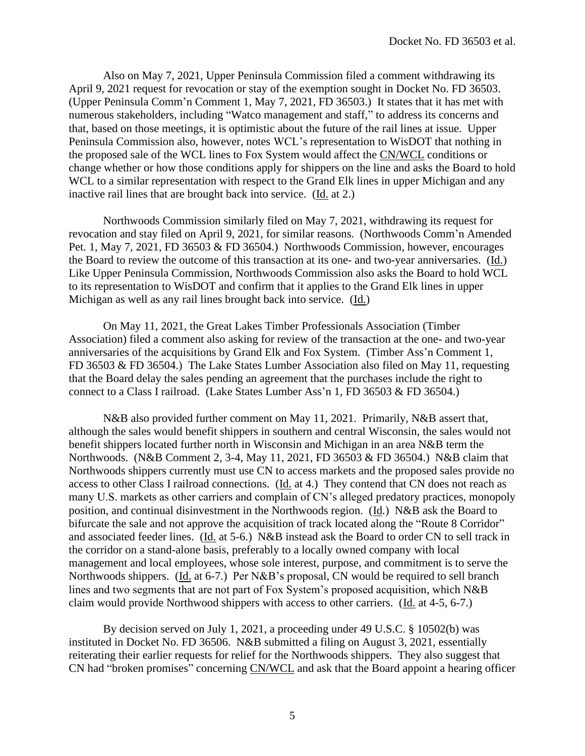Also on May 7, 2021, Upper Peninsula Commission filed a comment withdrawing its April 9, 2021 request for revocation or stay of the exemption sought in Docket No. FD 36503. (Upper Peninsula Comm'n Comment 1, May 7, 2021, FD 36503.) It states that it has met with numerous stakeholders, including "Watco management and staff," to address its concerns and that, based on those meetings, it is optimistic about the future of the rail lines at issue. Upper Peninsula Commission also, however, notes WCL's representation to WisDOT that nothing in the proposed sale of the WCL lines to Fox System would affect the CN/WCL conditions or change whether or how those conditions apply for shippers on the line and asks the Board to hold WCL to a similar representation with respect to the Grand Elk lines in upper Michigan and any inactive rail lines that are brought back into service. (Id. at 2.)

Northwoods Commission similarly filed on May 7, 2021, withdrawing its request for revocation and stay filed on April 9, 2021, for similar reasons. (Northwoods Comm'n Amended Pet. 1, May 7, 2021, FD 36503 & FD 36504.) Northwoods Commission, however, encourages the Board to review the outcome of this transaction at its one- and two-year anniversaries. (Id.) Like Upper Peninsula Commission, Northwoods Commission also asks the Board to hold WCL to its representation to WisDOT and confirm that it applies to the Grand Elk lines in upper Michigan as well as any rail lines brought back into service. (Id.)

On May 11, 2021, the Great Lakes Timber Professionals Association (Timber Association) filed a comment also asking for review of the transaction at the one- and two-year anniversaries of the acquisitions by Grand Elk and Fox System. (Timber Ass'n Comment 1, FD 36503 & FD 36504.) The Lake States Lumber Association also filed on May 11, requesting that the Board delay the sales pending an agreement that the purchases include the right to connect to a Class I railroad. (Lake States Lumber Ass'n 1, FD 36503 & FD 36504.)

N&B also provided further comment on May 11, 2021. Primarily, N&B assert that, although the sales would benefit shippers in southern and central Wisconsin, the sales would not benefit shippers located further north in Wisconsin and Michigan in an area N&B term the Northwoods. (N&B Comment 2, 3-4, May 11, 2021, FD 36503 & FD 36504.) N&B claim that Northwoods shippers currently must use CN to access markets and the proposed sales provide no access to other Class I railroad connections. (Id. at 4.) They contend that CN does not reach as many U.S. markets as other carriers and complain of CN's alleged predatory practices, monopoly position, and continual disinvestment in the Northwoods region. (Id.) N&B ask the Board to bifurcate the sale and not approve the acquisition of track located along the "Route 8 Corridor" and associated feeder lines. (Id. at 5-6.) N&B instead ask the Board to order CN to sell track in the corridor on a stand-alone basis, preferably to a locally owned company with local management and local employees, whose sole interest, purpose, and commitment is to serve the Northwoods shippers. (Id. at 6-7.) Per N&B's proposal, CN would be required to sell branch lines and two segments that are not part of Fox System's proposed acquisition, which N&B claim would provide Northwood shippers with access to other carriers. (Id. at 4-5, 6-7.)

By decision served on July 1, 2021, a proceeding under 49 U.S.C. § 10502(b) was instituted in Docket No. FD 36506. N&B submitted a filing on August 3, 2021, essentially reiterating their earlier requests for relief for the Northwoods shippers. They also suggest that CN had "broken promises" concerning CN/WCL and ask that the Board appoint a hearing officer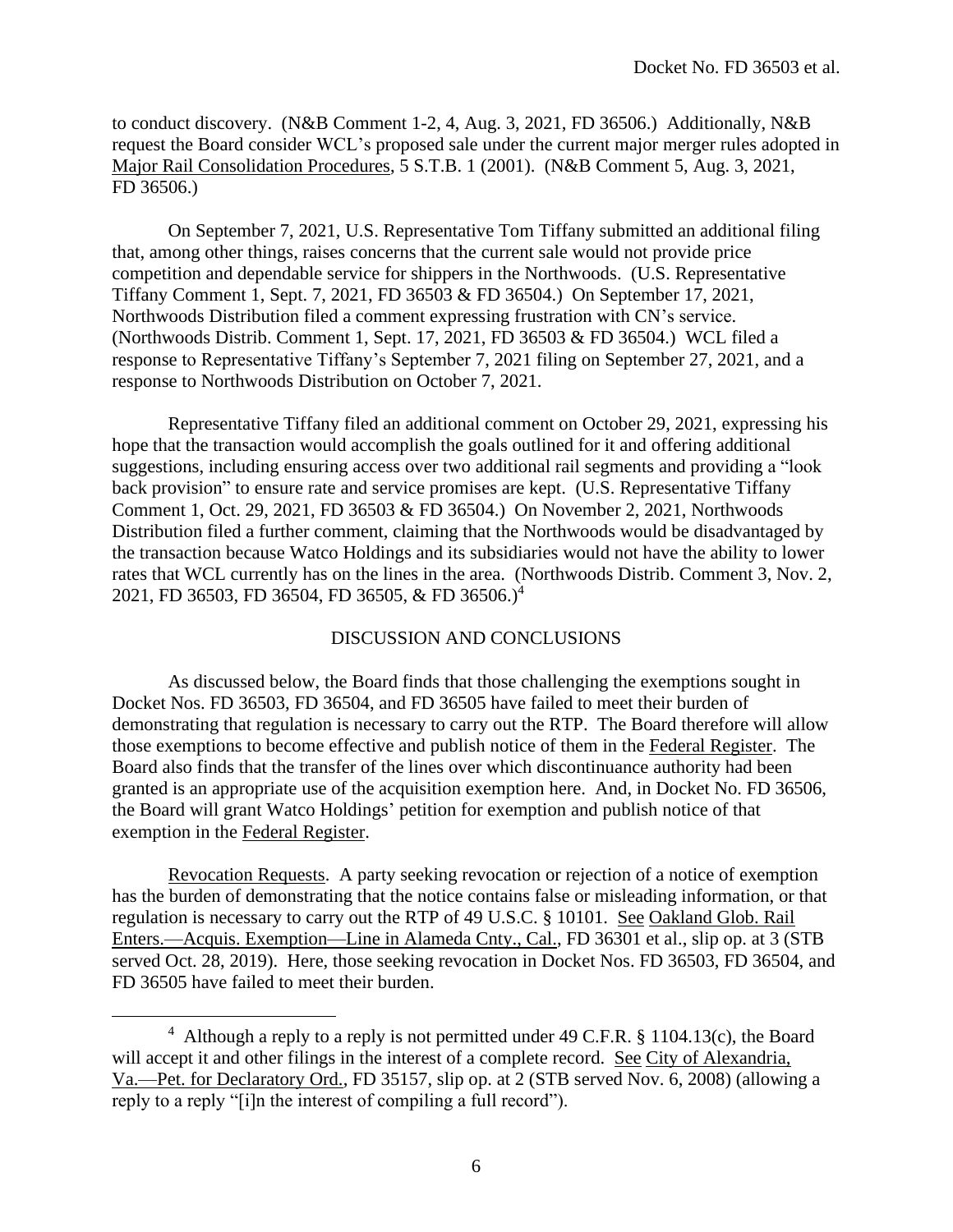to conduct discovery. (N&B Comment 1-2, 4, Aug. 3, 2021, FD 36506.) Additionally, N&B request the Board consider WCL's proposed sale under the current major merger rules adopted in Major Rail Consolidation Procedures, 5 S.T.B. 1 (2001). (N&B Comment 5, Aug. 3, 2021, FD 36506.)

On September 7, 2021, U.S. Representative Tom Tiffany submitted an additional filing that, among other things, raises concerns that the current sale would not provide price competition and dependable service for shippers in the Northwoods. (U.S. Representative Tiffany Comment 1, Sept. 7, 2021, FD 36503 & FD 36504.) On September 17, 2021, Northwoods Distribution filed a comment expressing frustration with CN's service. (Northwoods Distrib. Comment 1, Sept. 17, 2021, FD 36503 & FD 36504.) WCL filed a response to Representative Tiffany's September 7, 2021 filing on September 27, 2021, and a response to Northwoods Distribution on October 7, 2021.

Representative Tiffany filed an additional comment on October 29, 2021, expressing his hope that the transaction would accomplish the goals outlined for it and offering additional suggestions, including ensuring access over two additional rail segments and providing a "look back provision" to ensure rate and service promises are kept. (U.S. Representative Tiffany Comment 1, Oct. 29, 2021, FD 36503 & FD 36504.) On November 2, 2021, Northwoods Distribution filed a further comment, claiming that the Northwoods would be disadvantaged by the transaction because Watco Holdings and its subsidiaries would not have the ability to lower rates that WCL currently has on the lines in the area. (Northwoods Distrib. Comment 3, Nov. 2, 2021, FD 36503, FD 36504, FD 36505, & FD 36506.)[4]

## DISCUSSION AND CONCLUSIONS

As discussed below, the Board finds that those challenging the exemptions sought in Docket Nos. FD 36503, FD 36504, and FD 36505 have failed to meet their burden of demonstrating that regulation is necessary to carry out the RTP. The Board therefore will allow those exemptions to become effective and publish notice of them in the Federal Register. The Board also finds that the transfer of the lines over which discontinuance authority had been granted is an appropriate use of the acquisition exemption here. And, in Docket No. FD 36506, the Board will grant Watco Holdings' petition for exemption and publish notice of that exemption in the Federal Register.

Revocation Requests. A party seeking revocation or rejection of a notice of exemption has the burden of demonstrating that the notice contains false or misleading information, or that regulation is necessary to carry out the RTP of 49 U.S.C. § 10101. See Oakland Glob. Rail Enters.—Acquis. Exemption—Line in Alameda Cnty., Cal., FD 36301 et al., slip op. at 3 (STB served Oct. 28, 2019). Here, those seeking revocation in Docket Nos. FD 36503, FD 36504, and FD 36505 have failed to meet their burden.

---

[4] Although a reply to a reply is not permitted under 49 C.F.R. § 1104.13(c), the Board will accept it and other filings in the interest of a complete record. See City of Alexandria, Va.—Pet. for Declaratory Ord., FD 35157, slip op. at 2 (STB served Nov. 6, 2008) (allowing a reply to a reply "[i]n the interest of compiling a full record").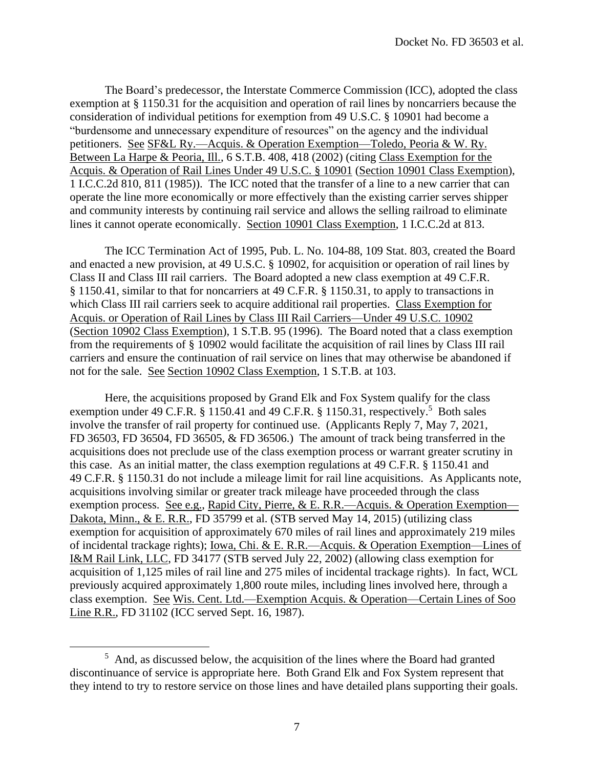The Board's predecessor, the Interstate Commerce Commission (ICC), adopted the class exemption at § 1150.31 for the acquisition and operation of rail lines by noncarriers because the consideration of individual petitions for exemption from 49 U.S.C. § 10901 had become a "burdensome and unnecessary expenditure of resources" on the agency and the individual petitioners. See SF&L Ry.—Acquis. & Operation Exemption—Toledo, Peoria & W. Ry. Between La Harpe & Peoria, Ill., 6 S.T.B. 408, 418 (2002) (citing Class Exemption for the Acquis. & Operation of Rail Lines Under 49 U.S.C. § 10901 (Section 10901 Class Exemption), 1 I.C.C.2d 810, 811 (1985)). The ICC noted that the transfer of a line to a new carrier that can operate the line more economically or more effectively than the existing carrier serves shipper and community interests by continuing rail service and allows the selling railroad to eliminate lines it cannot operate economically. Section 10901 Class Exemption, 1 I.C.C.2d at 813.

The ICC Termination Act of 1995, Pub. L. No. 104-88, 109 Stat. 803, created the Board and enacted a new provision, at 49 U.S.C. § 10902, for acquisition or operation of rail lines by Class II and Class III rail carriers. The Board adopted a new class exemption at 49 C.F.R. § 1150.41, similar to that for noncarriers at 49 C.F.R. § 1150.31, to apply to transactions in which Class III rail carriers seek to acquire additional rail properties. Class Exemption for Acquis. or Operation of Rail Lines by Class III Rail Carriers—Under 49 U.S.C. 10902 (Section 10902 Class Exemption), 1 S.T.B. 95 (1996). The Board noted that a class exemption from the requirements of § 10902 would facilitate the acquisition of rail lines by Class III rail carriers and ensure the continuation of rail service on lines that may otherwise be abandoned if not for the sale. See Section 10902 Class Exemption, 1 S.T.B. at 103.

Here, the acquisitions proposed by Grand Elk and Fox System qualify for the class exemption under 49 C.F.R. § 1150.41 and 49 C.F.R. § 1150.31, respectively.[5] Both sales involve the transfer of rail property for continued use. (Applicants Reply 7, May 7, 2021, FD 36503, FD 36504, FD 36505, & FD 36506.) The amount of track being transferred in the acquisitions does not preclude use of the class exemption process or warrant greater scrutiny in this case. As an initial matter, the class exemption regulations at 49 C.F.R. § 1150.41 and 49 C.F.R. § 1150.31 do not include a mileage limit for rail line acquisitions. As Applicants note, acquisitions involving similar or greater track mileage have proceeded through the class exemption process. See e.g., Rapid City, Pierre, & E. R.R.—Acquis. & Operation Exemption—Dakota, Minn., & E. R.R., FD 35799 et al. (STB served May 14, 2015) (utilizing class exemption for acquisition of approximately 670 miles of rail lines and approximately 219 miles of incidental trackage rights); Iowa, Chi. & E. R.R.—Acquis. & Operation Exemption—Lines of I&M Rail Link, LLC, FD 34177 (STB served July 22, 2002) (allowing class exemption for acquisition of 1,125 miles of rail line and 275 miles of incidental trackage rights). In fact, WCL previously acquired approximately 1,800 route miles, including lines involved here, through a class exemption. See Wis. Cent. Ltd.—Exemption Acquis. & Operation—Certain Lines of Soo Line R.R., FD 31102 (ICC served Sept. 16, 1987).

[5] And, as discussed below, the acquisition of the lines where the Board had granted discontinuance of service is appropriate here. Both Grand Elk and Fox System represent that they intend to try to restore service on those lines and have detailed plans supporting their goals.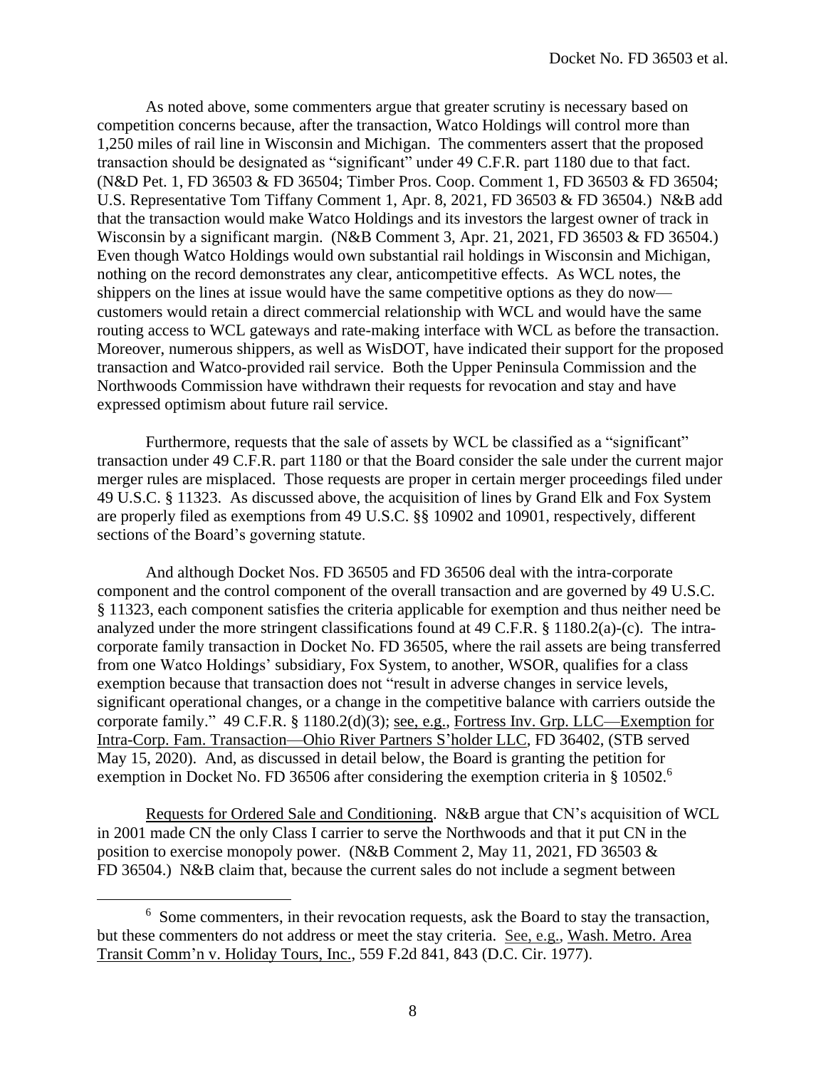As noted above, some commenters argue that greater scrutiny is necessary based on competition concerns because, after the transaction, Watco Holdings will control more than 1,250 miles of rail line in Wisconsin and Michigan. The commenters assert that the proposed transaction should be designated as "significant" under 49 C.F.R. part 1180 due to that fact. (N&D Pet. 1, FD 36503 & FD 36504; Timber Pros. Coop. Comment 1, FD 36503 & FD 36504; U.S. Representative Tom Tiffany Comment 1, Apr. 8, 2021, FD 36503 & FD 36504.) N&B add that the transaction would make Watco Holdings and its investors the largest owner of track in Wisconsin by a significant margin. (N&B Comment 3, Apr. 21, 2021, FD 36503 & FD 36504.) Even though Watco Holdings would own substantial rail holdings in Wisconsin and Michigan, nothing on the record demonstrates any clear, anticompetitive effects. As WCL notes, the shippers on the lines at issue would have the same competitive options as they do now—customers would retain a direct commercial relationship with WCL and would have the same routing access to WCL gateways and rate-making interface with WCL as before the transaction. Moreover, numerous shippers, as well as WisDOT, have indicated their support for the proposed transaction and Watco-provided rail service. Both the Upper Peninsula Commission and the Northwoods Commission have withdrawn their requests for revocation and stay and have expressed optimism about future rail service.

Furthermore, requests that the sale of assets by WCL be classified as a "significant" transaction under 49 C.F.R. part 1180 or that the Board consider the sale under the current major merger rules are misplaced. Those requests are proper in certain merger proceedings filed under 49 U.S.C. § 11323. As discussed above, the acquisition of lines by Grand Elk and Fox System are properly filed as exemptions from 49 U.S.C. §§ 10902 and 10901, respectively, different sections of the Board's governing statute.

And although Docket Nos. FD 36505 and FD 36506 deal with the intra-corporate component and the control component of the overall transaction and are governed by 49 U.S.C. § 11323, each component satisfies the criteria applicable for exemption and thus neither need be analyzed under the more stringent classifications found at 49 C.F.R. § 1180.2(a)-(c). The intra-corporate family transaction in Docket No. FD 36505, where the rail assets are being transferred from one Watco Holdings' subsidiary, Fox System, to another, WSOR, qualifies for a class exemption because that transaction does not "result in adverse changes in service levels, significant operational changes, or a change in the competitive balance with carriers outside the corporate family." 49 C.F.R. § 1180.2(d)(3); see, e.g., Fortress Inv. Grp. LLC—Exemption for Intra-Corp. Fam. Transaction—Ohio River Partners S'holder LLC, FD 36402, (STB served May 15, 2020). And, as discussed in detail below, the Board is granting the petition for exemption in Docket No. FD 36506 after considering the exemption criteria in § 10502.[6]

Requests for Ordered Sale and Conditioning. N&B argue that CN's acquisition of WCL in 2001 made CN the only Class I carrier to serve the Northwoods and that it put CN in the position to exercise monopoly power. (N&B Comment 2, May 11, 2021, FD 36503 & FD 36504.) N&B claim that, because the current sales do not include a segment between

[6] Some commenters, in their revocation requests, ask the Board to stay the transaction, but these commenters do not address or meet the stay criteria. See, e.g., Wash. Metro. Area Transit Comm'n v. Holiday Tours, Inc., 559 F.2d 841, 843 (D.C. Cir. 1977).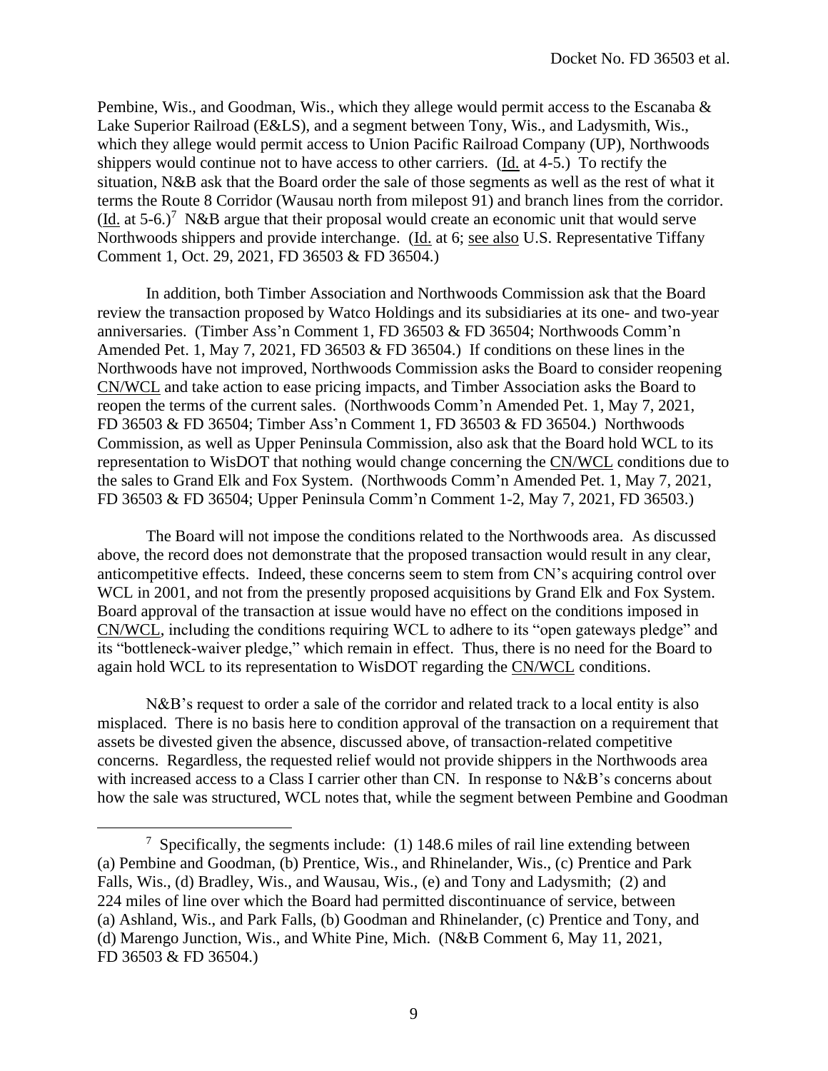Pembine, Wis., and Goodman, Wis., which they allege would permit access to the Escanaba & Lake Superior Railroad (E&LS), and a segment between Tony, Wis., and Ladysmith, Wis., which they allege would permit access to Union Pacific Railroad Company (UP), Northwoods shippers would continue not to have access to other carriers. (Id. at 4-5.) To rectify the situation, N&B ask that the Board order the sale of those segments as well as the rest of what it terms the Route 8 Corridor (Wausau north from milepost 91) and branch lines from the corridor. (Id. at 5-6.)[7] N&B argue that their proposal would create an economic unit that would serve Northwoods shippers and provide interchange. (Id. at 6; see also U.S. Representative Tiffany Comment 1, Oct. 29, 2021, FD 36503 & FD 36504.)

In addition, both Timber Association and Northwoods Commission ask that the Board review the transaction proposed by Watco Holdings and its subsidiaries at its one- and two-year anniversaries. (Timber Ass'n Comment 1, FD 36503 & FD 36504; Northwoods Comm'n Amended Pet. 1, May 7, 2021, FD 36503 & FD 36504.) If conditions on these lines in the Northwoods have not improved, Northwoods Commission asks the Board to consider reopening CN/WCL and take action to ease pricing impacts, and Timber Association asks the Board to reopen the terms of the current sales. (Northwoods Comm'n Amended Pet. 1, May 7, 2021, FD 36503 & FD 36504; Timber Ass'n Comment 1, FD 36503 & FD 36504.) Northwoods Commission, as well as Upper Peninsula Commission, also ask that the Board hold WCL to its representation to WisDOT that nothing would change concerning the CN/WCL conditions due to the sales to Grand Elk and Fox System. (Northwoods Comm'n Amended Pet. 1, May 7, 2021, FD 36503 & FD 36504; Upper Peninsula Comm'n Comment 1-2, May 7, 2021, FD 36503.)

The Board will not impose the conditions related to the Northwoods area. As discussed above, the record does not demonstrate that the proposed transaction would result in any clear, anticompetitive effects. Indeed, these concerns seem to stem from CN's acquiring control over WCL in 2001, and not from the presently proposed acquisitions by Grand Elk and Fox System. Board approval of the transaction at issue would have no effect on the conditions imposed in CN/WCL, including the conditions requiring WCL to adhere to its "open gateways pledge" and its "bottleneck-waiver pledge," which remain in effect. Thus, there is no need for the Board to again hold WCL to its representation to WisDOT regarding the CN/WCL conditions.

N&B's request to order a sale of the corridor and related track to a local entity is also misplaced. There is no basis here to condition approval of the transaction on a requirement that assets be divested given the absence, discussed above, of transaction-related competitive concerns. Regardless, the requested relief would not provide shippers in the Northwoods area with increased access to a Class I carrier other than CN. In response to N&B's concerns about how the sale was structured, WCL notes that, while the segment between Pembine and Goodman

---

[7] Specifically, the segments include: (1) 148.6 miles of rail line extending between (a) Pembine and Goodman, (b) Prentice, Wis., and Rhinelander, Wis., (c) Prentice and Park Falls, Wis., (d) Bradley, Wis., and Wausau, Wis., (e) and Tony and Ladysmith; (2) and 224 miles of line over which the Board had permitted discontinuance of service, between (a) Ashland, Wis., and Park Falls, (b) Goodman and Rhinelander, (c) Prentice and Tony, and (d) Marengo Junction, Wis., and White Pine, Mich. (N&B Comment 6, May 11, 2021, FD 36503 & FD 36504.)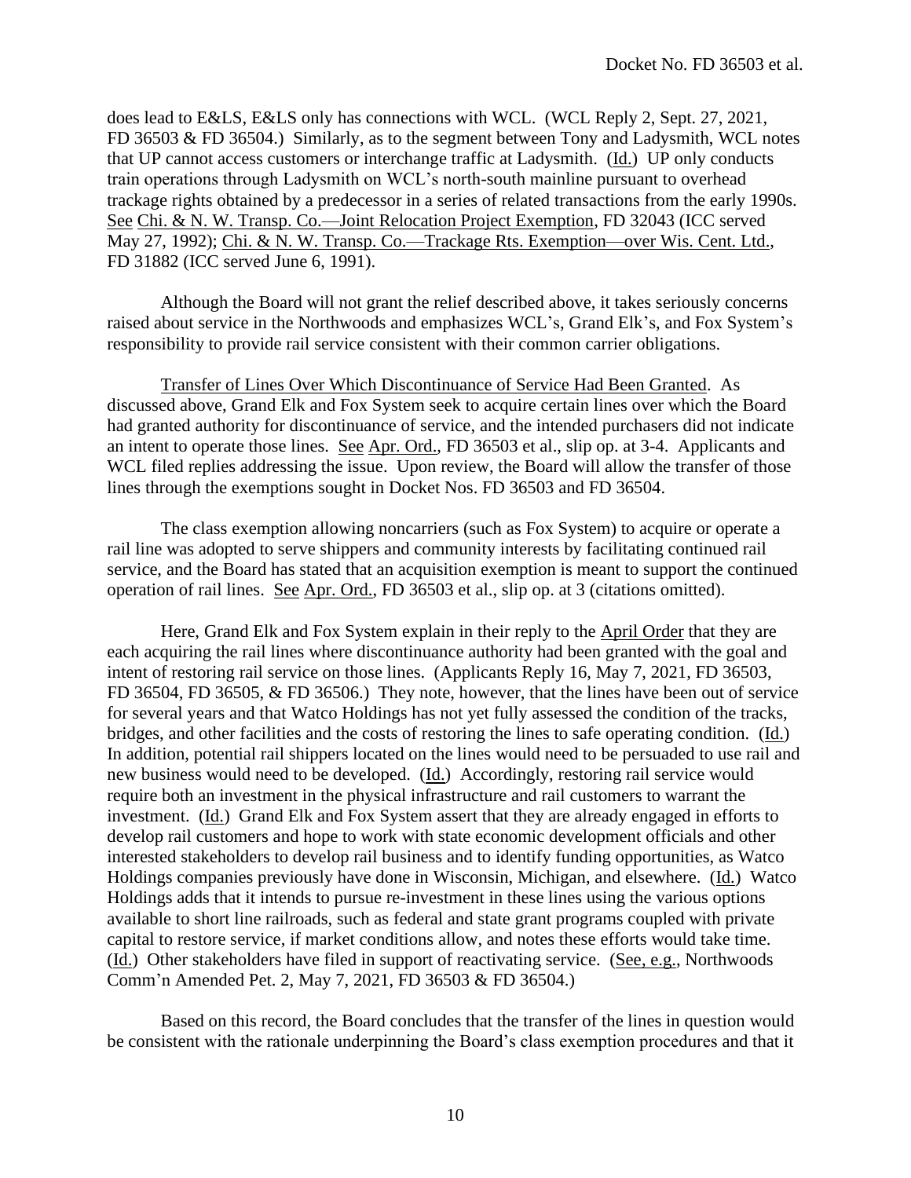does lead to E&LS, E&LS only has connections with WCL. (WCL Reply 2, Sept. 27, 2021, FD 36503 & FD 36504.) Similarly, as to the segment between Tony and Ladysmith, WCL notes that UP cannot access customers or interchange traffic at Ladysmith. (Id.) UP only conducts train operations through Ladysmith on WCL's north-south mainline pursuant to overhead trackage rights obtained by a predecessor in a series of related transactions from the early 1990s. See Chi. & N. W. Transp. Co.—Joint Relocation Project Exemption, FD 32043 (ICC served May 27, 1992); Chi. & N. W. Transp. Co.—Trackage Rts. Exemption—over Wis. Cent. Ltd., FD 31882 (ICC served June 6, 1991).

Although the Board will not grant the relief described above, it takes seriously concerns raised about service in the Northwoods and emphasizes WCL's, Grand Elk's, and Fox System's responsibility to provide rail service consistent with their common carrier obligations.

Transfer of Lines Over Which Discontinuance of Service Had Been Granted. As discussed above, Grand Elk and Fox System seek to acquire certain lines over which the Board had granted authority for discontinuance of service, and the intended purchasers did not indicate an intent to operate those lines. See Apr. Ord., FD 36503 et al., slip op. at 3-4. Applicants and WCL filed replies addressing the issue. Upon review, the Board will allow the transfer of those lines through the exemptions sought in Docket Nos. FD 36503 and FD 36504.

The class exemption allowing noncarriers (such as Fox System) to acquire or operate a rail line was adopted to serve shippers and community interests by facilitating continued rail service, and the Board has stated that an acquisition exemption is meant to support the continued operation of rail lines. See Apr. Ord., FD 36503 et al., slip op. at 3 (citations omitted).

Here, Grand Elk and Fox System explain in their reply to the April Order that they are each acquiring the rail lines where discontinuance authority had been granted with the goal and intent of restoring rail service on those lines. (Applicants Reply 16, May 7, 2021, FD 36503, FD 36504, FD 36505, & FD 36506.) They note, however, that the lines have been out of service for several years and that Watco Holdings has not yet fully assessed the condition of the tracks, bridges, and other facilities and the costs of restoring the lines to safe operating condition. (Id.) In addition, potential rail shippers located on the lines would need to be persuaded to use rail and new business would need to be developed. (Id.) Accordingly, restoring rail service would require both an investment in the physical infrastructure and rail customers to warrant the investment. (Id.) Grand Elk and Fox System assert that they are already engaged in efforts to develop rail customers and hope to work with state economic development officials and other interested stakeholders to develop rail business and to identify funding opportunities, as Watco Holdings companies previously have done in Wisconsin, Michigan, and elsewhere. (Id.) Watco Holdings adds that it intends to pursue re-investment in these lines using the various options available to short line railroads, such as federal and state grant programs coupled with private capital to restore service, if market conditions allow, and notes these efforts would take time. (Id.) Other stakeholders have filed in support of reactivating service. (See, e.g., Northwoods Comm'n Amended Pet. 2, May 7, 2021, FD 36503 & FD 36504.)

Based on this record, the Board concludes that the transfer of the lines in question would be consistent with the rationale underpinning the Board's class exemption procedures and that it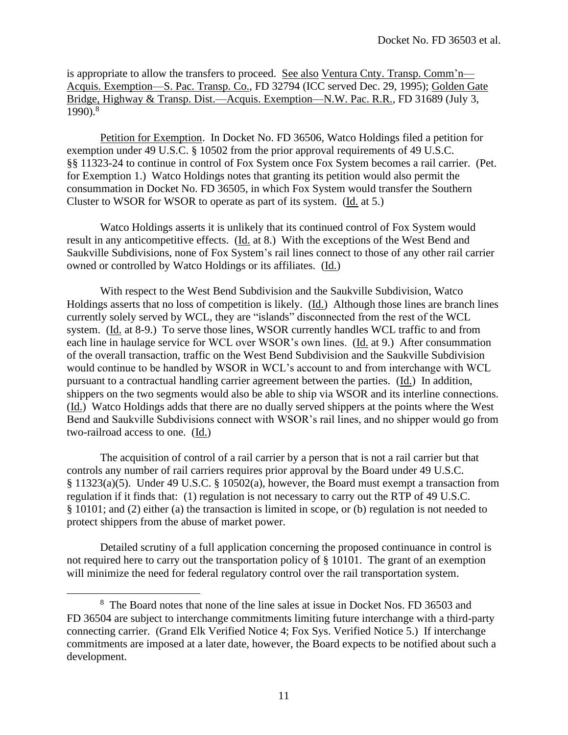is appropriate to allow the transfers to proceed. See also Ventura Cnty. Transp. Comm'n—Acquis. Exemption—S. Pac. Transp. Co., FD 32794 (ICC served Dec. 29, 1995); Golden Gate Bridge, Highway & Transp. Dist.—Acquis. Exemption—N.W. Pac. R.R., FD 31689 (July 3, 1990).[8]

Petition for Exemption. In Docket No. FD 36506, Watco Holdings filed a petition for exemption under 49 U.S.C. § 10502 from the prior approval requirements of 49 U.S.C. §§ 11323-24 to continue in control of Fox System once Fox System becomes a rail carrier. (Pet. for Exemption 1.) Watco Holdings notes that granting its petition would also permit the consummation in Docket No. FD 36505, in which Fox System would transfer the Southern Cluster to WSOR for WSOR to operate as part of its system. (Id. at 5.)

Watco Holdings asserts it is unlikely that its continued control of Fox System would result in any anticompetitive effects. (Id. at 8.) With the exceptions of the West Bend and Saukville Subdivisions, none of Fox System's rail lines connect to those of any other rail carrier owned or controlled by Watco Holdings or its affiliates. (Id.)

With respect to the West Bend Subdivision and the Saukville Subdivision, Watco Holdings asserts that no loss of competition is likely. (Id.) Although those lines are branch lines currently solely served by WCL, they are "islands" disconnected from the rest of the WCL system. (Id. at 8-9.) To serve those lines, WSOR currently handles WCL traffic to and from each line in haulage service for WCL over WSOR's own lines. (Id. at 9.) After consummation of the overall transaction, traffic on the West Bend Subdivision and the Saukville Subdivision would continue to be handled by WSOR in WCL's account to and from interchange with WCL pursuant to a contractual handling carrier agreement between the parties. (Id.) In addition, shippers on the two segments would also be able to ship via WSOR and its interline connections. (Id.) Watco Holdings adds that there are no dually served shippers at the points where the West Bend and Saukville Subdivisions connect with WSOR's rail lines, and no shipper would go from two-railroad access to one. (Id.)

The acquisition of control of a rail carrier by a person that is not a rail carrier but that controls any number of rail carriers requires prior approval by the Board under 49 U.S.C. § 11323(a)(5). Under 49 U.S.C. § 10502(a), however, the Board must exempt a transaction from regulation if it finds that: (1) regulation is not necessary to carry out the RTP of 49 U.S.C. § 10101; and (2) either (a) the transaction is limited in scope, or (b) regulation is not needed to protect shippers from the abuse of market power.

Detailed scrutiny of a full application concerning the proposed continuance in control is not required here to carry out the transportation policy of § 10101. The grant of an exemption will minimize the need for federal regulatory control over the rail transportation system.

---

[8] The Board notes that none of the line sales at issue in Docket Nos. FD 36503 and FD 36504 are subject to interchange commitments limiting future interchange with a third-party connecting carrier. (Grand Elk Verified Notice 4; Fox Sys. Verified Notice 5.) If interchange commitments are imposed at a later date, however, the Board expects to be notified about such a development.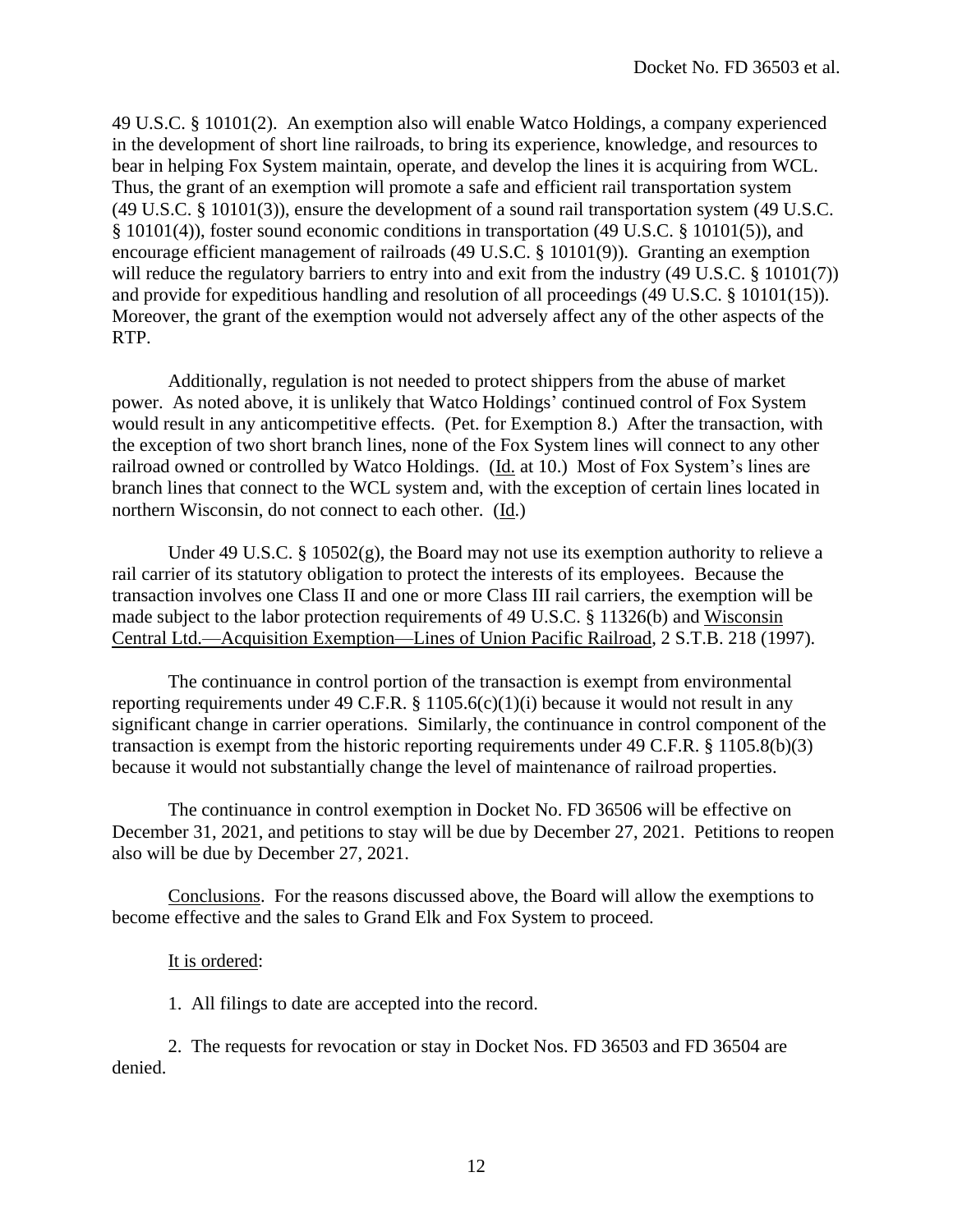49 U.S.C. § 10101(2). An exemption also will enable Watco Holdings, a company experienced in the development of short line railroads, to bring its experience, knowledge, and resources to bear in helping Fox System maintain, operate, and develop the lines it is acquiring from WCL. Thus, the grant of an exemption will promote a safe and efficient rail transportation system (49 U.S.C. § 10101(3)), ensure the development of a sound rail transportation system (49 U.S.C. § 10101(4)), foster sound economic conditions in transportation (49 U.S.C. § 10101(5)), and encourage efficient management of railroads (49 U.S.C. § 10101(9)). Granting an exemption will reduce the regulatory barriers to entry into and exit from the industry (49 U.S.C. § 10101(7)) and provide for expeditious handling and resolution of all proceedings (49 U.S.C. § 10101(15)). Moreover, the grant of the exemption would not adversely affect any of the other aspects of the RTP.

Additionally, regulation is not needed to protect shippers from the abuse of market power. As noted above, it is unlikely that Watco Holdings' continued control of Fox System would result in any anticompetitive effects. (Pet. for Exemption 8.) After the transaction, with the exception of two short branch lines, none of the Fox System lines will connect to any other railroad owned or controlled by Watco Holdings. (Id. at 10.) Most of Fox System's lines are branch lines that connect to the WCL system and, with the exception of certain lines located in northern Wisconsin, do not connect to each other. (Id.)

Under 49 U.S.C. § 10502(g), the Board may not use its exemption authority to relieve a rail carrier of its statutory obligation to protect the interests of its employees. Because the transaction involves one Class II and one or more Class III rail carriers, the exemption will be made subject to the labor protection requirements of 49 U.S.C. § 11326(b) and Wisconsin Central Ltd.—Acquisition Exemption—Lines of Union Pacific Railroad, 2 S.T.B. 218 (1997).

The continuance in control portion of the transaction is exempt from environmental reporting requirements under 49 C.F.R. § 1105.6(c)(1)(i) because it would not result in any significant change in carrier operations. Similarly, the continuance in control component of the transaction is exempt from the historic reporting requirements under 49 C.F.R. § 1105.8(b)(3) because it would not substantially change the level of maintenance of railroad properties.

The continuance in control exemption in Docket No. FD 36506 will be effective on December 31, 2021, and petitions to stay will be due by December 27, 2021. Petitions to reopen also will be due by December 27, 2021.

Conclusions. For the reasons discussed above, the Board will allow the exemptions to become effective and the sales to Grand Elk and Fox System to proceed.

It is ordered:

1. All filings to date are accepted into the record.

2. The requests for revocation or stay in Docket Nos. FD 36503 and FD 36504 are denied.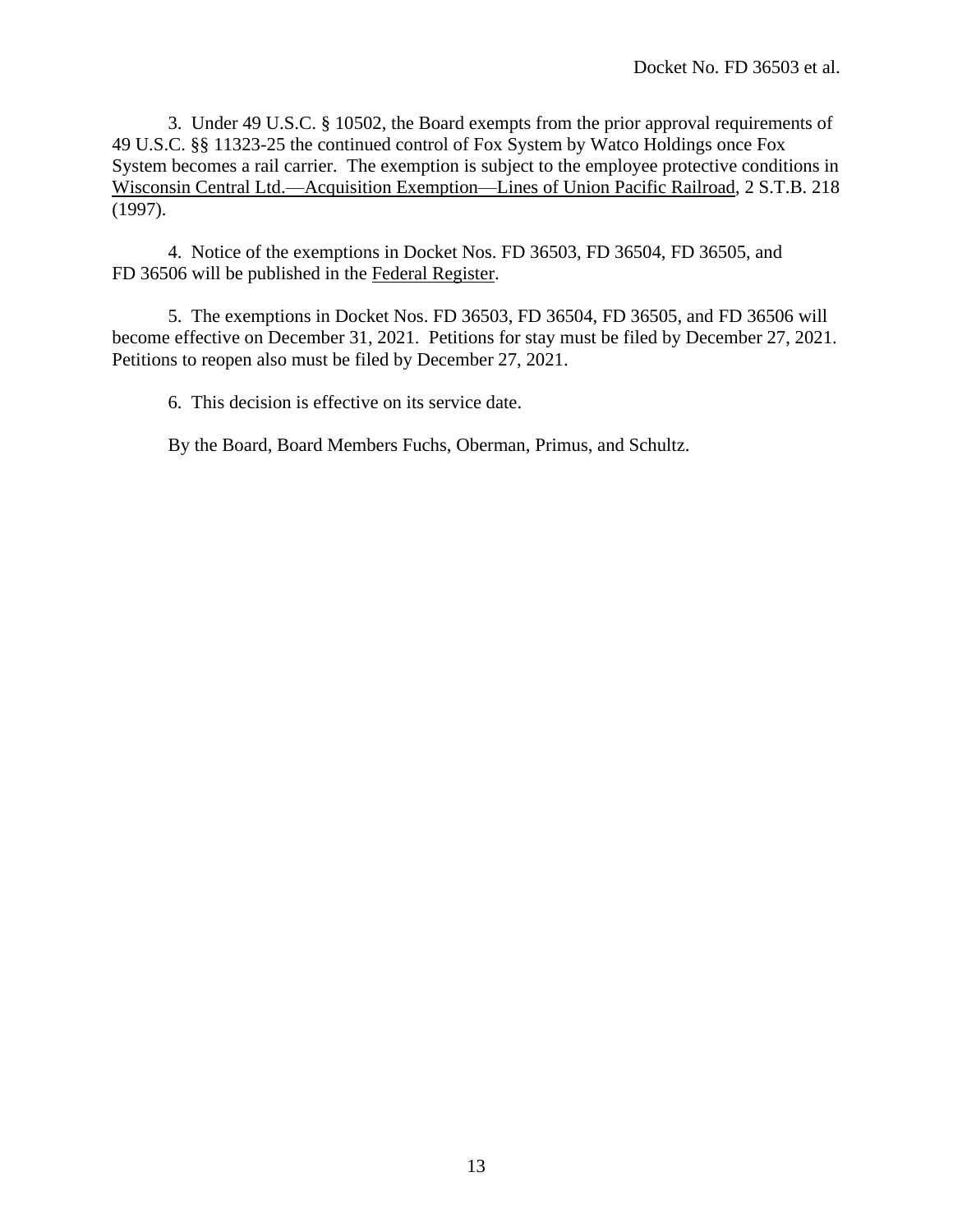3. Under 49 U.S.C. § 10502, the Board exempts from the prior approval requirements of 49 U.S.C. §§ 11323-25 the continued control of Fox System by Watco Holdings once Fox System becomes a rail carrier. The exemption is subject to the employee protective conditions in Wisconsin Central Ltd.—Acquisition Exemption—Lines of Union Pacific Railroad, 2 S.T.B. 218 (1997).

4. Notice of the exemptions in Docket Nos. FD 36503, FD 36504, FD 36505, and FD 36506 will be published in the Federal Register.

5. The exemptions in Docket Nos. FD 36503, FD 36504, FD 36505, and FD 36506 will become effective on December 31, 2021. Petitions for stay must be filed by December 27, 2021. Petitions to reopen also must be filed by December 27, 2021.

6. This decision is effective on its service date.

By the Board, Board Members Fuchs, Oberman, Primus, and Schultz.